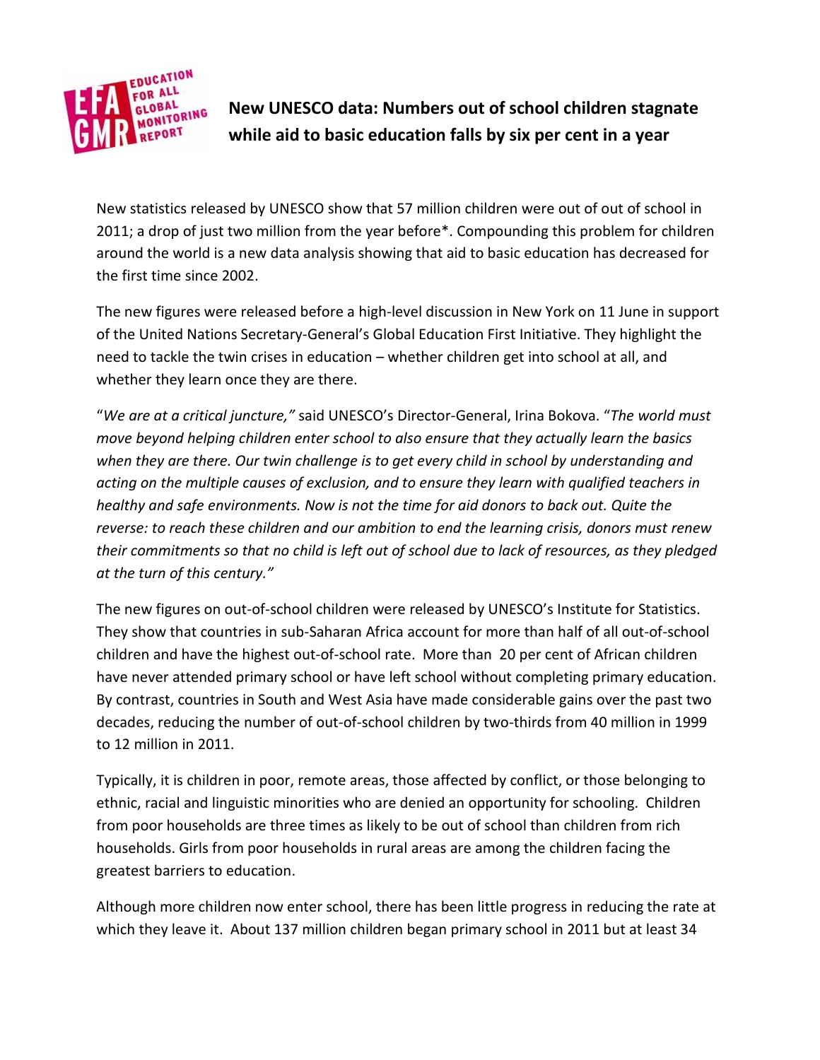EDUCATION FOR ALL GLOBAL MONITORING REPORT

# New UNESCO data: Numbers out of school children stagnate while aid to basic education falls by six per cent in a year

New statistics released by UNESCO show that 57 million children were out of out of school in 2011; a drop of just two million from the year before*. Compounding this problem for children around the world is a new data analysis showing that aid to basic education has decreased for the first time since 2002.

The new figures were released before a high-level discussion in New York on 11 June in support of the United Nations Secretary-General's Global Education First Initiative. They highlight the need to tackle the twin crises in education – whether children get into school at all, and whether they learn once they are there.

"*We are at a critical juncture,"* said UNESCO's Director-General, Irina Bokova. "*The world must move beyond helping children enter school to also ensure that they actually learn the basics when they are there. Our twin challenge is to get every child in school by understanding and acting on the multiple causes of exclusion, and to ensure they learn with qualified teachers in healthy and safe environments. Now is not the time for aid donors to back out. Quite the reverse: to reach these children and our ambition to end the learning crisis, donors must renew their commitments so that no child is left out of school due to lack of resources, as they pledged at the turn of this century."*

The new figures on out-of-school children were released by UNESCO's Institute for Statistics. They show that countries in sub-Saharan Africa account for more than half of all out-of-school children and have the highest out-of-school rate. More than 20 per cent of African children have never attended primary school or have left school without completing primary education. By contrast, countries in South and West Asia have made considerable gains over the past two decades, reducing the number of out-of-school children by two-thirds from 40 million in 1999 to 12 million in 2011.

Typically, it is children in poor, remote areas, those affected by conflict, or those belonging to ethnic, racial and linguistic minorities who are denied an opportunity for schooling. Children from poor households are three times as likely to be out of school than children from rich households. Girls from poor households in rural areas are among the children facing the greatest barriers to education.

Although more children now enter school, there has been little progress in reducing the rate at which they leave it. About 137 million children began primary school in 2011 but at least 34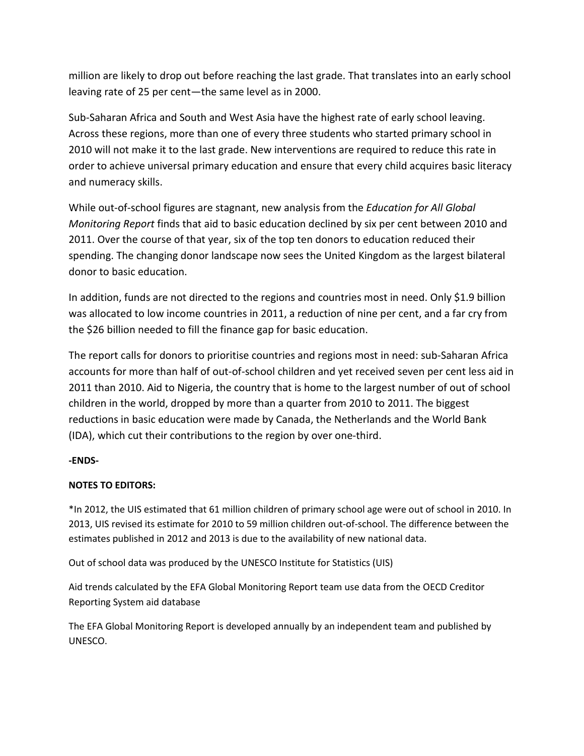million are likely to drop out before reaching the last grade. That translates into an early school leaving rate of 25 per cent—the same level as in 2000.

Sub-Saharan Africa and South and West Asia have the highest rate of early school leaving. Across these regions, more than one of every three students who started primary school in 2010 will not make it to the last grade. New interventions are required to reduce this rate in order to achieve universal primary education and ensure that every child acquires basic literacy and numeracy skills.

While out-of-school figures are stagnant, new analysis from the *Education for All Global Monitoring Report* finds that aid to basic education declined by six per cent between 2010 and 2011. Over the course of that year, six of the top ten donors to education reduced their spending. The changing donor landscape now sees the United Kingdom as the largest bilateral donor to basic education.

In addition, funds are not directed to the regions and countries most in need. Only $1.9 billion was allocated to low income countries in 2011, a reduction of nine per cent, and a far cry from the $26 billion needed to fill the finance gap for basic education.

The report calls for donors to prioritise countries and regions most in need: sub-Saharan Africa accounts for more than half of out-of-school children and yet received seven per cent less aid in 2011 than 2010. Aid to Nigeria, the country that is home to the largest number of out of school children in the world, dropped by more than a quarter from 2010 to 2011. The biggest reductions in basic education were made by Canada, the Netherlands and the World Bank (IDA), which cut their contributions to the region by over one-third.

**-ENDS-**

**NOTES TO EDITORS:**

*In 2012, the UIS estimated that 61 million children of primary school age were out of school in 2010. In 2013, UIS revised its estimate for 2010 to 59 million children out-of-school. The difference between the estimates published in 2012 and 2013 is due to the availability of new national data.

Out of school data was produced by the UNESCO Institute for Statistics (UIS)

Aid trends calculated by the EFA Global Monitoring Report team use data from the OECD Creditor Reporting System aid database

The EFA Global Monitoring Report is developed annually by an independent team and published by UNESCO.